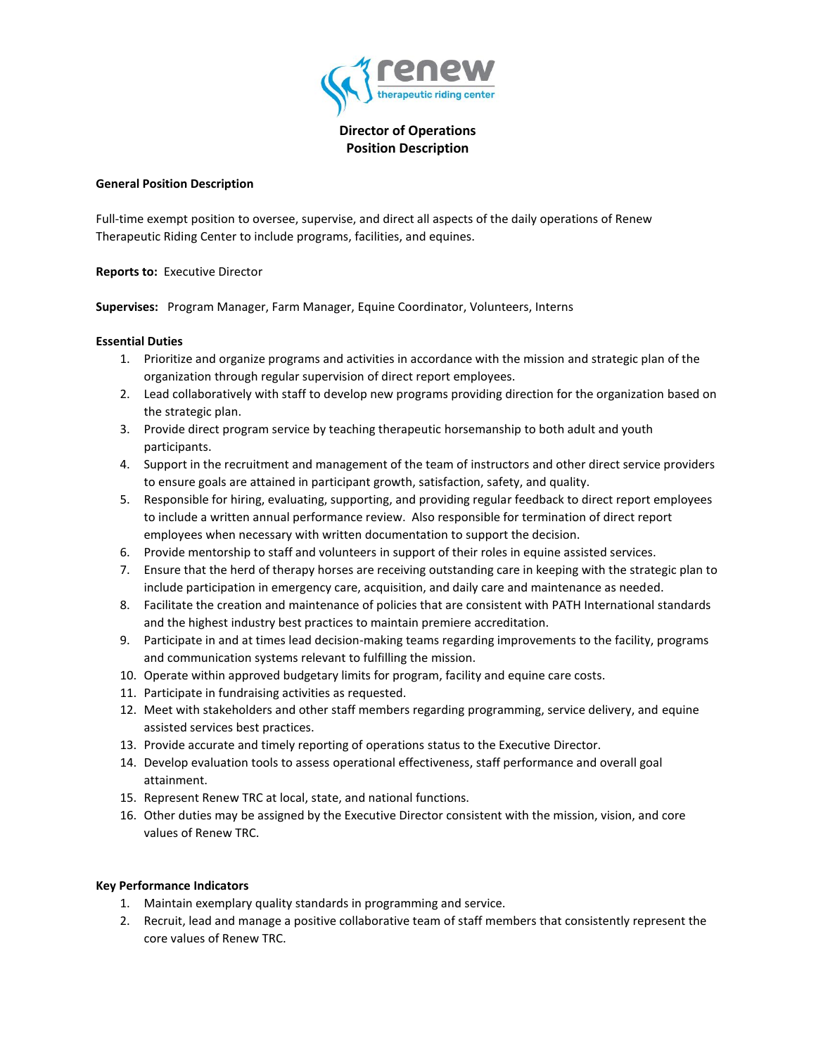renew therapeutic riding center

# Director of Operations
# Position Description

**General Position Description**

Full-time exempt position to oversee, supervise, and direct all aspects of the daily operations of Renew Therapeutic Riding Center to include programs, facilities, and equines.

**Reports to:** Executive Director

**Supervises:** Program Manager, Farm Manager, Equine Coordinator, Volunteers, Interns

**Essential Duties**

1. Prioritize and organize programs and activities in accordance with the mission and strategic plan of the organization through regular supervision of direct report employees.
2. Lead collaboratively with staff to develop new programs providing direction for the organization based on the strategic plan.
3. Provide direct program service by teaching therapeutic horsemanship to both adult and youth participants.
4. Support in the recruitment and management of the team of instructors and other direct service providers to ensure goals are attained in participant growth, satisfaction, safety, and quality.
5. Responsible for hiring, evaluating, supporting, and providing regular feedback to direct report employees to include a written annual performance review. Also responsible for termination of direct report employees when necessary with written documentation to support the decision.
6. Provide mentorship to staff and volunteers in support of their roles in equine assisted services.
7. Ensure that the herd of therapy horses are receiving outstanding care in keeping with the strategic plan to include participation in emergency care, acquisition, and daily care and maintenance as needed.
8. Facilitate the creation and maintenance of policies that are consistent with PATH International standards and the highest industry best practices to maintain premiere accreditation.
9. Participate in and at times lead decision-making teams regarding improvements to the facility, programs and communication systems relevant to fulfilling the mission.
10. Operate within approved budgetary limits for program, facility and equine care costs.
11. Participate in fundraising activities as requested.
12. Meet with stakeholders and other staff members regarding programming, service delivery, and equine assisted services best practices.
13. Provide accurate and timely reporting of operations status to the Executive Director.
14. Develop evaluation tools to assess operational effectiveness, staff performance and overall goal attainment.
15. Represent Renew TRC at local, state, and national functions.
16. Other duties may be assigned by the Executive Director consistent with the mission, vision, and core values of Renew TRC.

**Key Performance Indicators**

1. Maintain exemplary quality standards in programming and service.
2. Recruit, lead and manage a positive collaborative team of staff members that consistently represent the core values of Renew TRC.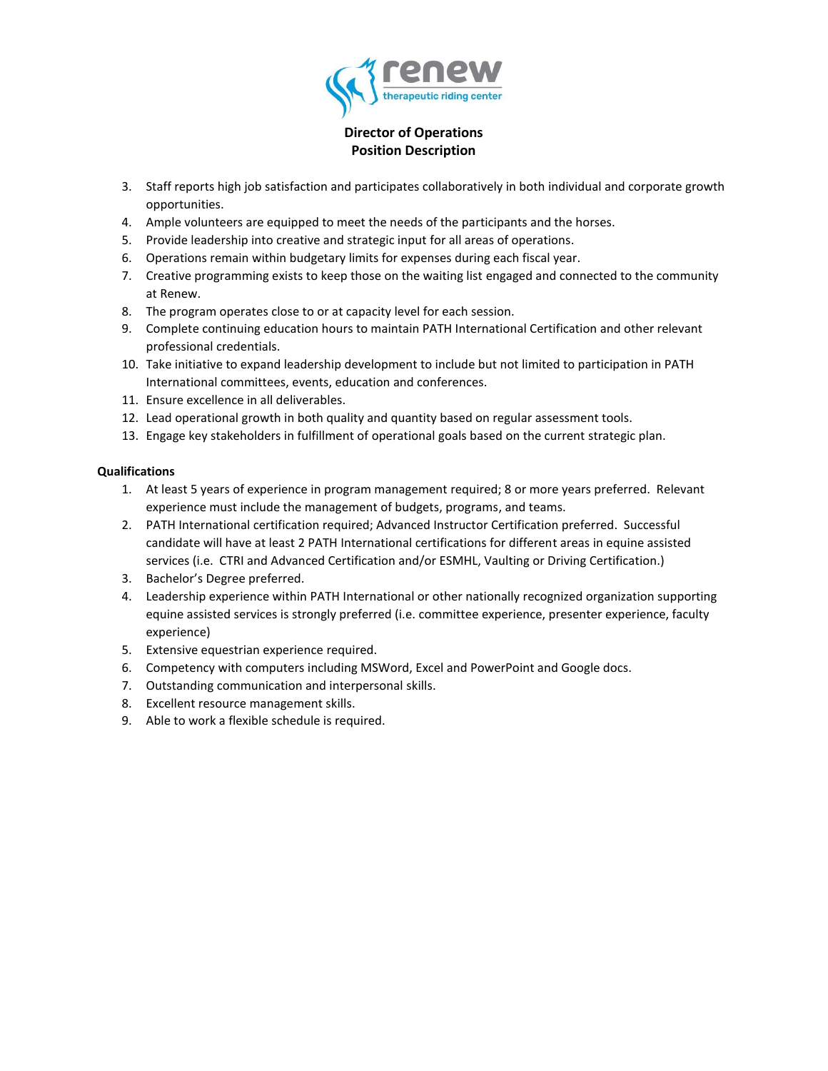**Director of Operations**
**Position Description**

3. Staff reports high job satisfaction and participates collaboratively in both individual and corporate growth opportunities.
4. Ample volunteers are equipped to meet the needs of the participants and the horses.
5. Provide leadership into creative and strategic input for all areas of operations.
6. Operations remain within budgetary limits for expenses during each fiscal year.
7. Creative programming exists to keep those on the waiting list engaged and connected to the community at Renew.
8. The program operates close to or at capacity level for each session.
9. Complete continuing education hours to maintain PATH International Certification and other relevant professional credentials.
10. Take initiative to expand leadership development to include but not limited to participation in PATH International committees, events, education and conferences.
11. Ensure excellence in all deliverables.
12. Lead operational growth in both quality and quantity based on regular assessment tools.
13. Engage key stakeholders in fulfillment of operational goals based on the current strategic plan.

**Qualifications**

1. At least 5 years of experience in program management required; 8 or more years preferred. Relevant experience must include the management of budgets, programs, and teams.
2. PATH International certification required; Advanced Instructor Certification preferred. Successful candidate will have at least 2 PATH International certifications for different areas in equine assisted services (i.e. CTRI and Advanced Certification and/or ESMHL, Vaulting or Driving Certification.)
3. Bachelor's Degree preferred.
4. Leadership experience within PATH International or other nationally recognized organization supporting equine assisted services is strongly preferred (i.e. committee experience, presenter experience, faculty experience)
5. Extensive equestrian experience required.
6. Competency with computers including MSWord, Excel and PowerPoint and Google docs.
7. Outstanding communication and interpersonal skills.
8. Excellent resource management skills.
9. Able to work a flexible schedule is required.